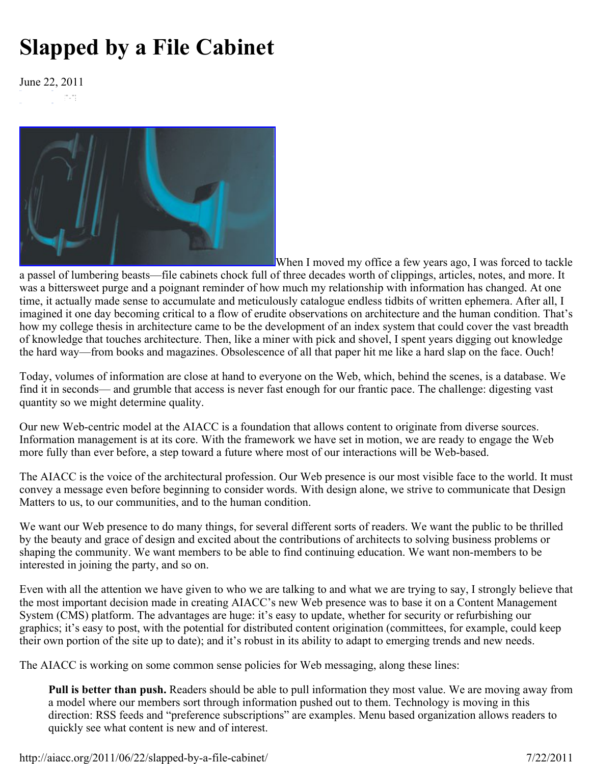# Slapped by a File Cabinet

June 22, 2011

When I moved my office a few years ago, I was forced to tackle a passel of lumbering beasts—file cabinets chock full of three decades worth of clippings, articles, notes, and more. It was a bittersweet purge and a poignant reminder of how much my relationship with information has changed. At one time, it actually made sense to accumulate and meticulously catalogue endless tidbits of written ephemera. After all, I imagined it one day becoming critical to a flow of erudite observations on architecture and the human condition. That's how my college thesis in architecture came to be the development of an index system that could cover the vast breadth of knowledge that touches architecture. Then, like a miner with pick and shovel, I spent years digging out knowledge the hard way—from books and magazines. Obsolescence of all that paper hit me like a hard slap on the face. Ouch!

Today, volumes of information are close at hand to everyone on the Web, which, behind the scenes, is a database. We find it in seconds— and grumble that access is never fast enough for our frantic pace. The challenge: digesting vast quantity so we might determine quality.

Our new Web-centric model at the AIACC is a foundation that allows content to originate from diverse sources. Information management is at its core. With the framework we have set in motion, we are ready to engage the Web more fully than ever before, a step toward a future where most of our interactions will be Web-based.

The AIACC is the voice of the architectural profession. Our Web presence is our most visible face to the world. It must convey a message even before beginning to consider words. With design alone, we strive to communicate that Design Matters to us, to our communities, and to the human condition.

We want our Web presence to do many things, for several different sorts of readers. We want the public to be thrilled by the beauty and grace of design and excited about the contributions of architects to solving business problems or shaping the community. We want members to be able to find continuing education. We want non-members to be interested in joining the party, and so on.

Even with all the attention we have given to who we are talking to and what we are trying to say, I strongly believe that the most important decision made in creating AIACC's new Web presence was to base it on a Content Management System (CMS) platform. The advantages are huge: it's easy to update, whether for security or refurbishing our graphics; it's easy to post, with the potential for distributed content origination (committees, for example, could keep their own portion of the site up to date); and it's robust in its ability to adapt to emerging trends and new needs.

The AIACC is working on some common sense policies for Web messaging, along these lines:

> **Pull is better than push.** Readers should be able to pull information they most value. We are moving away from a model where our members sort through information pushed out to them. Technology is moving in this direction: RSS feeds and "preference subscriptions" are examples. Menu based organization allows readers to quickly see what content is new and of interest.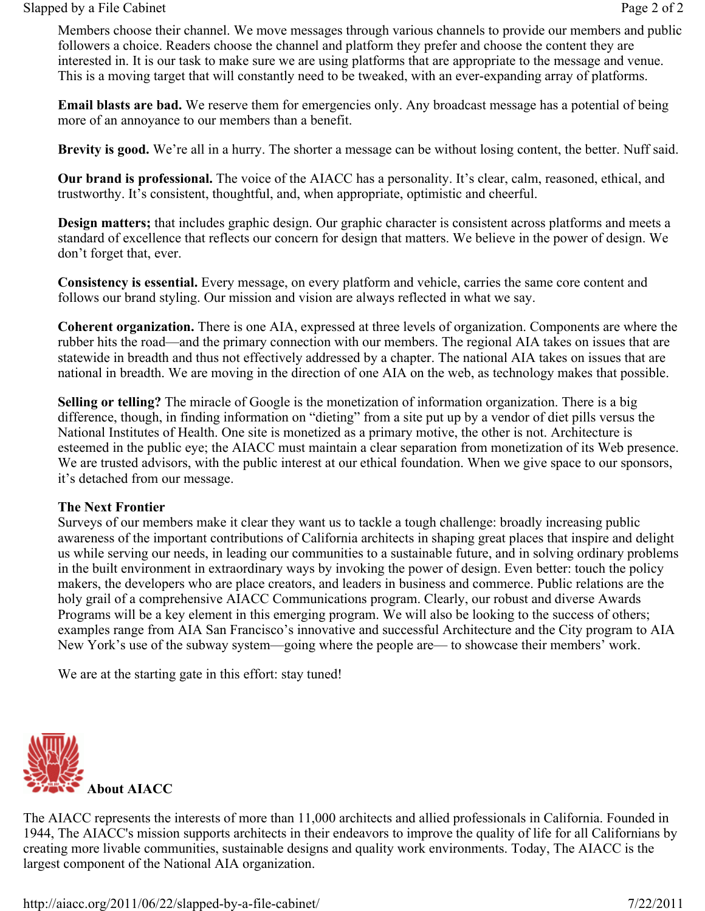Members choose their channel. We move messages through various channels to provide our members and public followers a choice. Readers choose the channel and platform they prefer and choose the content they are interested in. It is our task to make sure we are using platforms that are appropriate to the message and venue. This is a moving target that will constantly need to be tweaked, with an ever-expanding array of platforms.

**Email blasts are bad.** We reserve them for emergencies only. Any broadcast message has a potential of being more of an annoyance to our members than a benefit.

**Brevity is good.** We're all in a hurry. The shorter a message can be without losing content, the better. Nuff said.

**Our brand is professional.** The voice of the AIACC has a personality. It's clear, calm, reasoned, ethical, and trustworthy. It's consistent, thoughtful, and, when appropriate, optimistic and cheerful.

**Design matters;** that includes graphic design. Our graphic character is consistent across platforms and meets a standard of excellence that reflects our concern for design that matters. We believe in the power of design. We don't forget that, ever.

**Consistency is essential.** Every message, on every platform and vehicle, carries the same core content and follows our brand styling. Our mission and vision are always reflected in what we say.

**Coherent organization.** There is one AIA, expressed at three levels of organization. Components are where the rubber hits the road—and the primary connection with our members. The regional AIA takes on issues that are statewide in breadth and thus not effectively addressed by a chapter. The national AIA takes on issues that are national in breadth. We are moving in the direction of one AIA on the web, as technology makes that possible.

**Selling or telling?** The miracle of Google is the monetization of information organization. There is a big difference, though, in finding information on "dieting" from a site put up by a vendor of diet pills versus the National Institutes of Health. One site is monetized as a primary motive, the other is not. Architecture is esteemed in the public eye; the AIACC must maintain a clear separation from monetization of its Web presence. We are trusted advisors, with the public interest at our ethical foundation. When we give space to our sponsors, it's detached from our message.

**The Next Frontier**

Surveys of our members make it clear they want us to tackle a tough challenge: broadly increasing public awareness of the important contributions of California architects in shaping great places that inspire and delight us while serving our needs, in leading our communities to a sustainable future, and in solving ordinary problems in the built environment in extraordinary ways by invoking the power of design. Even better: touch the policy makers, the developers who are place creators, and leaders in business and commerce. Public relations are the holy grail of a comprehensive AIACC Communications program. Clearly, our robust and diverse Awards Programs will be a key element in this emerging program. We will also be looking to the success of others; examples range from AIA San Francisco's innovative and successful Architecture and the City program to AIA New York's use of the subway system—going where the people are— to showcase their members' work.

We are at the starting gate in this effort: stay tuned!

**About AIACC**

The AIACC represents the interests of more than 11,000 architects and allied professionals in California. Founded in 1944, The AIACC's mission supports architects in their endeavors to improve the quality of life for all Californians by creating more livable communities, sustainable designs and quality work environments. Today, The AIACC is the largest component of the National AIA organization.